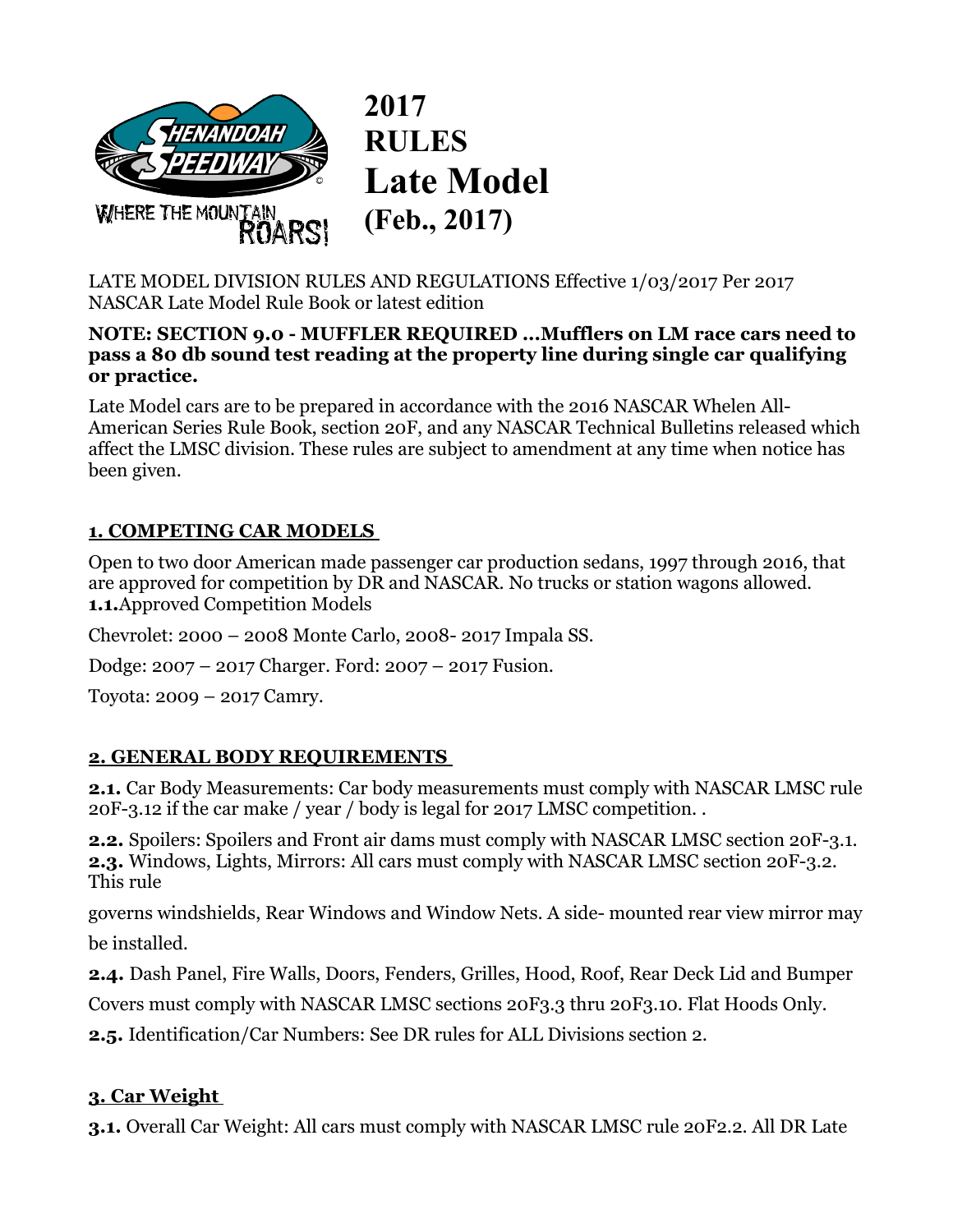# 2017 RULES Late Model (Feb., 2017)

LATE MODEL DIVISION RULES AND REGULATIONS Effective 1/03/2017 Per 2017 NASCAR Late Model Rule Book or latest edition

**NOTE: SECTION 9.0 - MUFFLER REQUIRED …Mufflers on LM race cars need to pass a 80 db sound test reading at the property line during single car qualifying or practice.**

Late Model cars are to be prepared in accordance with the 2016 NASCAR Whelen All-American Series Rule Book, section 20F, and any NASCAR Technical Bulletins released which affect the LMSC division. These rules are subject to amendment at any time when notice has been given.

## 1. COMPETING CAR MODELS

Open to two door American made passenger car production sedans, 1997 through 2016, that are approved for competition by DR and NASCAR. No trucks or station wagons allowed.
**1.1.** Approved Competition Models

Chevrolet: 2000 – 2008 Monte Carlo, 2008- 2017 Impala SS.

Dodge: 2007 – 2017 Charger. Ford: 2007 – 2017 Fusion.

Toyota: 2009 – 2017 Camry.

## 2. GENERAL BODY REQUIREMENTS

**2.1.** Car Body Measurements: Car body measurements must comply with NASCAR LMSC rule 20F-3.12 if the car make / year / body is legal for 2017 LMSC competition. .

**2.2.** Spoilers: Spoilers and Front air dams must comply with NASCAR LMSC section 20F-3.1.
**2.3.** Windows, Lights, Mirrors: All cars must comply with NASCAR LMSC section 20F-3.2. This rule

governs windshields, Rear Windows and Window Nets. A side- mounted rear view mirror may be installed.

**2.4.** Dash Panel, Fire Walls, Doors, Fenders, Grilles, Hood, Roof, Rear Deck Lid and Bumper Covers must comply with NASCAR LMSC sections 20F3.3 thru 20F3.10. Flat Hoods Only.

**2.5.** Identification/Car Numbers: See DR rules for ALL Divisions section 2.

## 3. Car Weight

**3.1.** Overall Car Weight: All cars must comply with NASCAR LMSC rule 20F2.2. All DR Late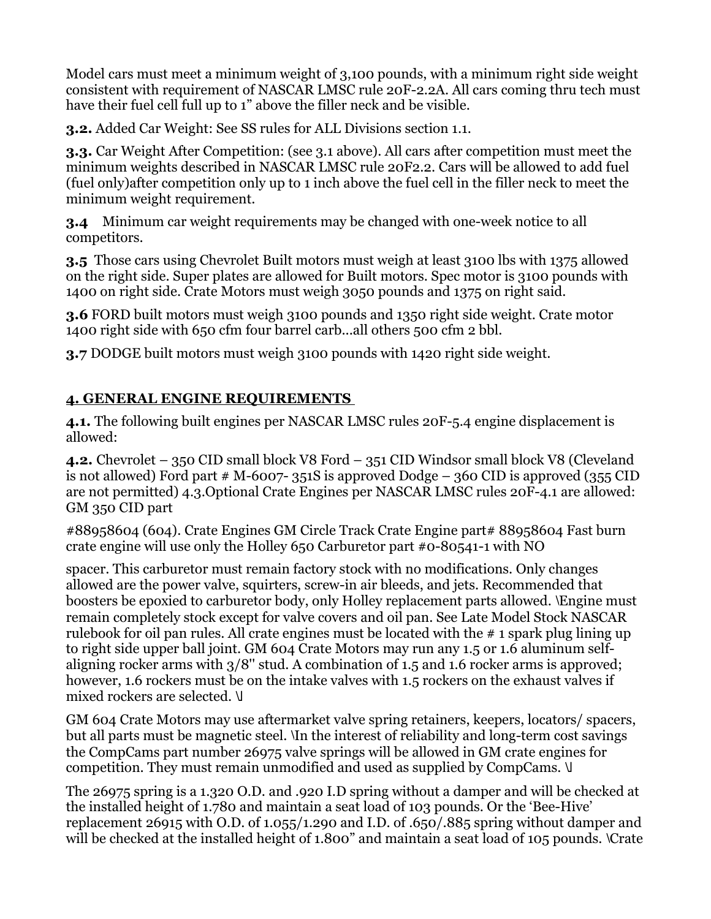Model cars must meet a minimum weight of 3,100 pounds, with a minimum right side weight consistent with requirement of NASCAR LMSC rule 20F-2.2A. All cars coming thru tech must have their fuel cell full up to 1" above the filler neck and be visible.

**3.2.** Added Car Weight: See SS rules for ALL Divisions section 1.1.

**3.3.** Car Weight After Competition: (see 3.1 above). All cars after competition must meet the minimum weights described in NASCAR LMSC rule 20F2.2. Cars will be allowed to add fuel (fuel only)after competition only up to 1 inch above the fuel cell in the filler neck to meet the minimum weight requirement.

**3.4** Minimum car weight requirements may be changed with one-week notice to all competitors.

**3.5** Those cars using Chevrolet Built motors must weigh at least 3100 lbs with 1375 allowed on the right side. Super plates are allowed for Built motors. Spec motor is 3100 pounds with 1400 on right side. Crate Motors must weigh 3050 pounds and 1375 on right said.

**3.6** FORD built motors must weigh 3100 pounds and 1350 right side weight. Crate motor 1400 right side with 650 cfm four barrel carb…all others 500 cfm 2 bbl.

**3.7** DODGE built motors must weigh 3100 pounds with 1420 right side weight.

## 4. GENERAL ENGINE REQUIREMENTS

**4.1.** The following built engines per NASCAR LMSC rules 20F-5.4 engine displacement is allowed:

**4.2.** Chevrolet – 350 CID small block V8 Ford – 351 CID Windsor small block V8 (Cleveland is not allowed) Ford part # M-6007- 351S is approved Dodge – 360 CID is approved (355 CID are not permitted) 4.3.Optional Crate Engines per NASCAR LMSC rules 20F-4.1 are allowed: GM 350 CID part

#88958604 (604). Crate Engines GM Circle Track Crate Engine part# 88958604 Fast burn crate engine will use only the Holley 650 Carburetor part #0-80541-1 with NO

spacer. This carburetor must remain factory stock with no modifications. Only changes allowed are the power valve, squirters, screw-in air bleeds, and jets. Recommended that boosters be epoxied to carburetor body, only Holley replacement parts allowed. \Engine must remain completely stock except for valve covers and oil pan. See Late Model Stock NASCAR rulebook for oil pan rules. All crate engines must be located with the # 1 spark plug lining up to right side upper ball joint. GM 604 Crate Motors may run any 1.5 or 1.6 aluminum self-aligning rocker arms with 3/8'' stud. A combination of 1.5 and 1.6 rocker arms is approved; however, 1.6 rockers must be on the intake valves with 1.5 rockers on the exhaust valves if mixed rockers are selected. \I

GM 604 Crate Motors may use aftermarket valve spring retainers, keepers, locators/ spacers, but all parts must be magnetic steel. \In the interest of reliability and long-term cost savings the CompCams part number 26975 valve springs will be allowed in GM crate engines for competition. They must remain unmodified and used as supplied by CompCams. \I

The 26975 spring is a 1.320 O.D. and .920 I.D spring without a damper and will be checked at the installed height of 1.780 and maintain a seat load of 103 pounds. Or the 'Bee-Hive' replacement 26915 with O.D. of 1.055/1.290 and I.D. of .650/.885 spring without damper and will be checked at the installed height of 1.800" and maintain a seat load of 105 pounds. \Crate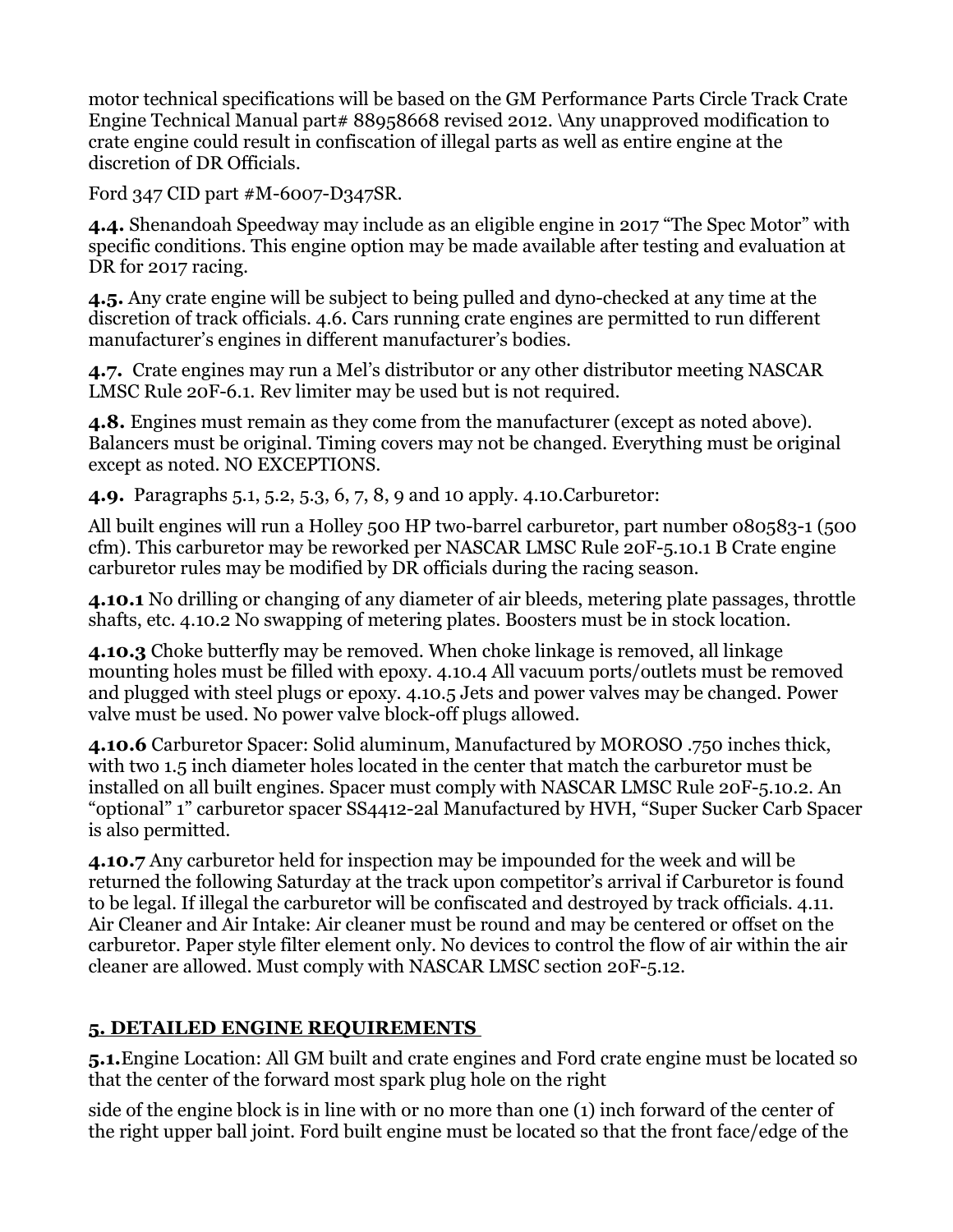motor technical specifications will be based on the GM Performance Parts Circle Track Crate Engine Technical Manual part# 88958668 revised 2012. \Any unapproved modification to crate engine could result in confiscation of illegal parts as well as entire engine at the discretion of DR Officials.

Ford 347 CID part #M-6007-D347SR.

**4.4.** Shenandoah Speedway may include as an eligible engine in 2017 "The Spec Motor" with specific conditions. This engine option may be made available after testing and evaluation at DR for 2017 racing.

**4.5.** Any crate engine will be subject to being pulled and dyno-checked at any time at the discretion of track officials. 4.6. Cars running crate engines are permitted to run different manufacturer's engines in different manufacturer's bodies.

**4.7.** Crate engines may run a Mel's distributor or any other distributor meeting NASCAR LMSC Rule 20F-6.1. Rev limiter may be used but is not required.

**4.8.** Engines must remain as they come from the manufacturer (except as noted above). Balancers must be original. Timing covers may not be changed. Everything must be original except as noted. NO EXCEPTIONS.

**4.9.** Paragraphs 5.1, 5.2, 5.3, 6, 7, 8, 9 and 10 apply. 4.10.Carburetor:

All built engines will run a Holley 500 HP two-barrel carburetor, part number 080583-1 (500 cfm). This carburetor may be reworked per NASCAR LMSC Rule 20F-5.10.1 B Crate engine carburetor rules may be modified by DR officials during the racing season.

**4.10.1** No drilling or changing of any diameter of air bleeds, metering plate passages, throttle shafts, etc. 4.10.2 No swapping of metering plates. Boosters must be in stock location.

**4.10.3** Choke butterfly may be removed. When choke linkage is removed, all linkage mounting holes must be filled with epoxy. 4.10.4 All vacuum ports/outlets must be removed and plugged with steel plugs or epoxy. 4.10.5 Jets and power valves may be changed. Power valve must be used. No power valve block-off plugs allowed.

**4.10.6** Carburetor Spacer: Solid aluminum, Manufactured by MOROSO .750 inches thick, with two 1.5 inch diameter holes located in the center that match the carburetor must be installed on all built engines. Spacer must comply with NASCAR LMSC Rule 20F-5.10.2. An "optional" 1" carburetor spacer SS4412-2al Manufactured by HVH, "Super Sucker Carb Spacer is also permitted.

**4.10.7** Any carburetor held for inspection may be impounded for the week and will be returned the following Saturday at the track upon competitor's arrival if Carburetor is found to be legal. If illegal the carburetor will be confiscated and destroyed by track officials. 4.11. Air Cleaner and Air Intake: Air cleaner must be round and may be centered or offset on the carburetor. Paper style filter element only. No devices to control the flow of air within the air cleaner are allowed. Must comply with NASCAR LMSC section 20F-5.12.

## 5. DETAILED ENGINE REQUIREMENTS

**5.1.**Engine Location: All GM built and crate engines and Ford crate engine must be located so that the center of the forward most spark plug hole on the right

side of the engine block is in line with or no more than one (1) inch forward of the center of the right upper ball joint. Ford built engine must be located so that the front face/edge of the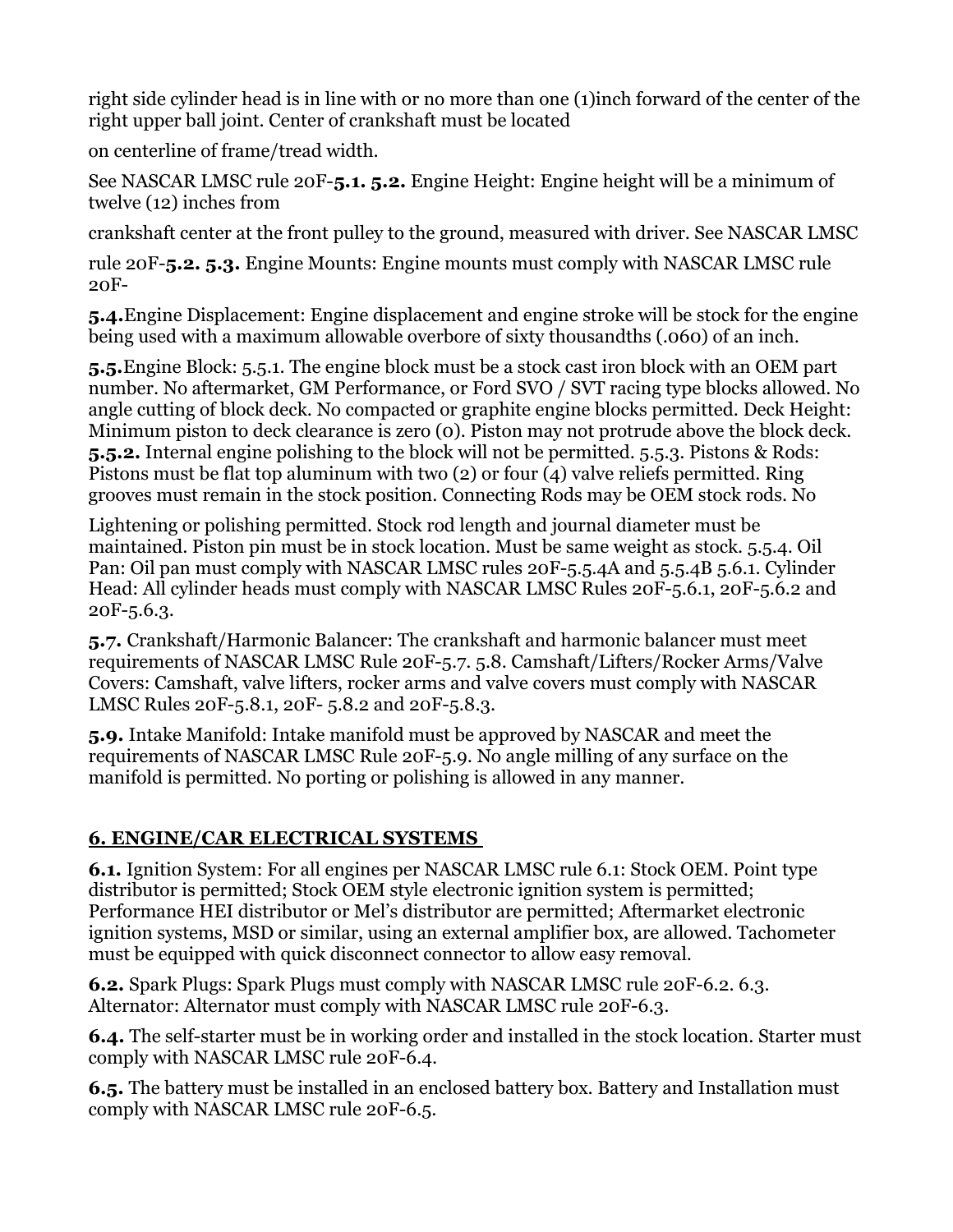right side cylinder head is in line with or no more than one (1)inch forward of the center of the right upper ball joint. Center of crankshaft must be located

on centerline of frame/tread width.

See NASCAR LMSC rule 20F-**5.1. 5.2.** Engine Height: Engine height will be a minimum of twelve (12) inches from

crankshaft center at the front pulley to the ground, measured with driver. See NASCAR LMSC

rule 20F-**5.2. 5.3.** Engine Mounts: Engine mounts must comply with NASCAR LMSC rule 20F-

**5.4.**Engine Displacement: Engine displacement and engine stroke will be stock for the engine being used with a maximum allowable overbore of sixty thousandths (.060) of an inch.

**5.5.**Engine Block: 5.5.1. The engine block must be a stock cast iron block with an OEM part number. No aftermarket, GM Performance, or Ford SVO / SVT racing type blocks allowed. No angle cutting of block deck. No compacted or graphite engine blocks permitted. Deck Height: Minimum piston to deck clearance is zero (0). Piston may not protrude above the block deck. **5.5.2.** Internal engine polishing to the block will not be permitted. 5.5.3. Pistons & Rods: Pistons must be flat top aluminum with two (2) or four (4) valve reliefs permitted. Ring grooves must remain in the stock position. Connecting Rods may be OEM stock rods. No

Lightening or polishing permitted. Stock rod length and journal diameter must be maintained. Piston pin must be in stock location. Must be same weight as stock. 5.5.4. Oil Pan: Oil pan must comply with NASCAR LMSC rules 20F-5.5.4A and 5.5.4B 5.6.1. Cylinder Head: All cylinder heads must comply with NASCAR LMSC Rules 20F-5.6.1, 20F-5.6.2 and 20F-5.6.3.

**5.7.** Crankshaft/Harmonic Balancer: The crankshaft and harmonic balancer must meet requirements of NASCAR LMSC Rule 20F-5.7. 5.8. Camshaft/Lifters/Rocker Arms/Valve Covers: Camshaft, valve lifters, rocker arms and valve covers must comply with NASCAR LMSC Rules 20F-5.8.1, 20F- 5.8.2 and 20F-5.8.3.

**5.9.** Intake Manifold: Intake manifold must be approved by NASCAR and meet the requirements of NASCAR LMSC Rule 20F-5.9. No angle milling of any surface on the manifold is permitted. No porting or polishing is allowed in any manner.

## 6. ENGINE/CAR ELECTRICAL SYSTEMS

**6.1.** Ignition System: For all engines per NASCAR LMSC rule 6.1: Stock OEM. Point type distributor is permitted; Stock OEM style electronic ignition system is permitted; Performance HEI distributor or Mel's distributor are permitted; Aftermarket electronic ignition systems, MSD or similar, using an external amplifier box, are allowed. Tachometer must be equipped with quick disconnect connector to allow easy removal.

**6.2.** Spark Plugs: Spark Plugs must comply with NASCAR LMSC rule 20F-6.2. 6.3. Alternator: Alternator must comply with NASCAR LMSC rule 20F-6.3.

**6.4.** The self-starter must be in working order and installed in the stock location. Starter must comply with NASCAR LMSC rule 20F-6.4.

**6.5.** The battery must be installed in an enclosed battery box. Battery and Installation must comply with NASCAR LMSC rule 20F-6.5.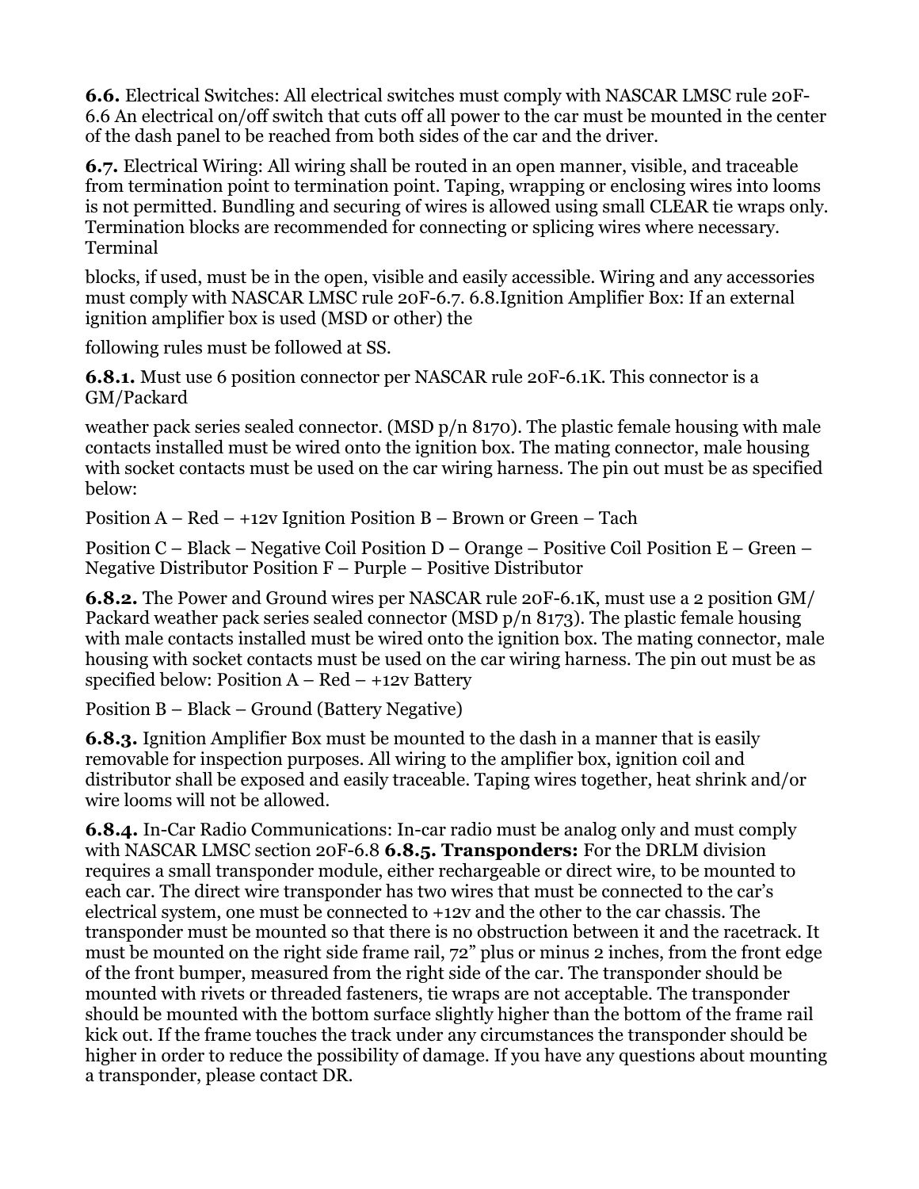**6.6.** Electrical Switches: All electrical switches must comply with NASCAR LMSC rule 20F-6.6 An electrical on/off switch that cuts off all power to the car must be mounted in the center of the dash panel to be reached from both sides of the car and the driver.

**6.7.** Electrical Wiring: All wiring shall be routed in an open manner, visible, and traceable from termination point to termination point. Taping, wrapping or enclosing wires into looms is not permitted. Bundling and securing of wires is allowed using small CLEAR tie wraps only. Termination blocks are recommended for connecting or splicing wires where necessary. Terminal

blocks, if used, must be in the open, visible and easily accessible. Wiring and any accessories must comply with NASCAR LMSC rule 20F-6.7. 6.8.Ignition Amplifier Box: If an external ignition amplifier box is used (MSD or other) the

following rules must be followed at SS.

**6.8.1.** Must use 6 position connector per NASCAR rule 20F-6.1K. This connector is a GM/Packard

weather pack series sealed connector. (MSD p/n 8170). The plastic female housing with male contacts installed must be wired onto the ignition box. The mating connector, male housing with socket contacts must be used on the car wiring harness. The pin out must be as specified below:

Position A – Red – +12v Ignition Position B – Brown or Green – Tach

Position C – Black – Negative Coil Position D – Orange – Positive Coil Position E – Green – Negative Distributor Position F – Purple – Positive Distributor

**6.8.2.** The Power and Ground wires per NASCAR rule 20F-6.1K, must use a 2 position GM/ Packard weather pack series sealed connector (MSD p/n 8173). The plastic female housing with male contacts installed must be wired onto the ignition box. The mating connector, male housing with socket contacts must be used on the car wiring harness. The pin out must be as specified below: Position A – Red – +12v Battery

Position B – Black – Ground (Battery Negative)

**6.8.3.** Ignition Amplifier Box must be mounted to the dash in a manner that is easily removable for inspection purposes. All wiring to the amplifier box, ignition coil and distributor shall be exposed and easily traceable. Taping wires together, heat shrink and/or wire looms will not be allowed.

**6.8.4.** In-Car Radio Communications: In-car radio must be analog only and must comply with NASCAR LMSC section 20F-6.8 **6.8.5. Transponders:** For the DRLM division requires a small transponder module, either rechargeable or direct wire, to be mounted to each car. The direct wire transponder has two wires that must be connected to the car's electrical system, one must be connected to +12v and the other to the car chassis. The transponder must be mounted so that there is no obstruction between it and the racetrack. It must be mounted on the right side frame rail, 72" plus or minus 2 inches, from the front edge of the front bumper, measured from the right side of the car. The transponder should be mounted with rivets or threaded fasteners, tie wraps are not acceptable. The transponder should be mounted with the bottom surface slightly higher than the bottom of the frame rail kick out. If the frame touches the track under any circumstances the transponder should be higher in order to reduce the possibility of damage. If you have any questions about mounting a transponder, please contact DR.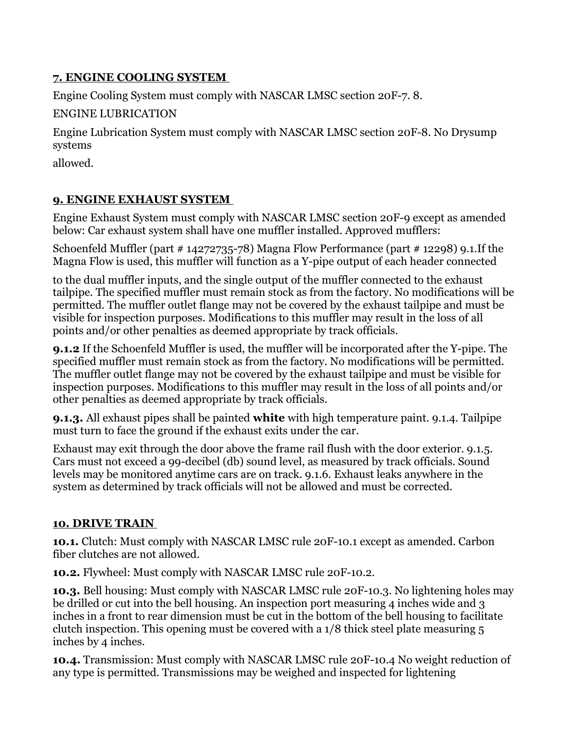## 7. ENGINE COOLING SYSTEM

Engine Cooling System must comply with NASCAR LMSC section 20F-7. 8.

ENGINE LUBRICATION

Engine Lubrication System must comply with NASCAR LMSC section 20F-8. No Drysump systems

allowed.

## 9. ENGINE EXHAUST SYSTEM

Engine Exhaust System must comply with NASCAR LMSC section 20F-9 except as amended below: Car exhaust system shall have one muffler installed. Approved mufflers:

Schoenfeld Muffler (part # 14272735-78) Magna Flow Performance (part # 12298) 9.1.If the Magna Flow is used, this muffler will function as a Y-pipe output of each header connected

to the dual muffler inputs, and the single output of the muffler connected to the exhaust tailpipe. The specified muffler must remain stock as from the factory. No modifications will be permitted. The muffler outlet flange may not be covered by the exhaust tailpipe and must be visible for inspection purposes. Modifications to this muffler may result in the loss of all points and/or other penalties as deemed appropriate by track officials.

**9.1.2** If the Schoenfeld Muffler is used, the muffler will be incorporated after the Y-pipe. The specified muffler must remain stock as from the factory. No modifications will be permitted. The muffler outlet flange may not be covered by the exhaust tailpipe and must be visible for inspection purposes. Modifications to this muffler may result in the loss of all points and/or other penalties as deemed appropriate by track officials.

**9.1.3.** All exhaust pipes shall be painted **white** with high temperature paint. 9.1.4. Tailpipe must turn to face the ground if the exhaust exits under the car.

Exhaust may exit through the door above the frame rail flush with the door exterior. 9.1.5. Cars must not exceed a 99-decibel (db) sound level, as measured by track officials. Sound levels may be monitored anytime cars are on track. 9.1.6. Exhaust leaks anywhere in the system as determined by track officials will not be allowed and must be corrected.

## 10. DRIVE TRAIN

**10.1.** Clutch: Must comply with NASCAR LMSC rule 20F-10.1 except as amended. Carbon fiber clutches are not allowed.

**10.2.** Flywheel: Must comply with NASCAR LMSC rule 20F-10.2.

**10.3.** Bell housing: Must comply with NASCAR LMSC rule 20F-10.3. No lightening holes may be drilled or cut into the bell housing. An inspection port measuring 4 inches wide and 3 inches in a front to rear dimension must be cut in the bottom of the bell housing to facilitate clutch inspection. This opening must be covered with a 1/8 thick steel plate measuring 5 inches by 4 inches.

**10.4.** Transmission: Must comply with NASCAR LMSC rule 20F-10.4 No weight reduction of any type is permitted. Transmissions may be weighed and inspected for lightening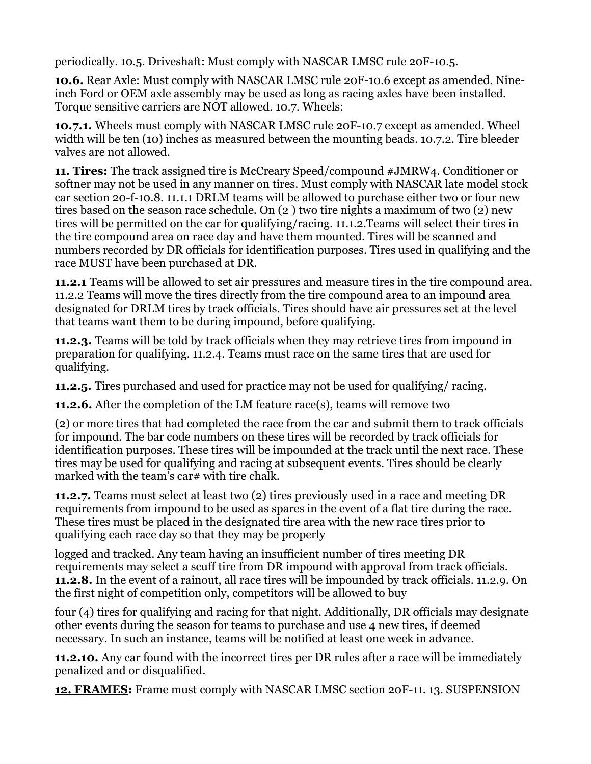periodically. 10.5. Driveshaft: Must comply with NASCAR LMSC rule 20F-10.5.

**10.6.** Rear Axle: Must comply with NASCAR LMSC rule 20F-10.6 except as amended. Nine-inch Ford or OEM axle assembly may be used as long as racing axles have been installed. Torque sensitive carriers are NOT allowed. 10.7. Wheels:

**10.7.1.** Wheels must comply with NASCAR LMSC rule 20F-10.7 except as amended. Wheel width will be ten (10) inches as measured between the mounting beads. 10.7.2. Tire bleeder valves are not allowed.

**<u>11. Tires:</u>** The track assigned tire is McCreary Speed/compound #JMRW4. Conditioner or softner may not be used in any manner on tires. Must comply with NASCAR late model stock car section 20-f-10.8. 11.1.1 DRLM teams will be allowed to purchase either two or four new tires based on the season race schedule. On (2 ) two tire nights a maximum of two (2) new tires will be permitted on the car for qualifying/racing. 11.1.2.Teams will select their tires in the tire compound area on race day and have them mounted. Tires will be scanned and numbers recorded by DR officials for identification purposes. Tires used in qualifying and the race MUST have been purchased at DR.

**11.2.1** Teams will be allowed to set air pressures and measure tires in the tire compound area. 11.2.2 Teams will move the tires directly from the tire compound area to an impound area designated for DRLM tires by track officials. Tires should have air pressures set at the level that teams want them to be during impound, before qualifying.

**11.2.3.** Teams will be told by track officials when they may retrieve tires from impound in preparation for qualifying. 11.2.4. Teams must race on the same tires that are used for qualifying.

**11.2.5.** Tires purchased and used for practice may not be used for qualifying/ racing.

**11.2.6.** After the completion of the LM feature race(s), teams will remove two

(2) or more tires that had completed the race from the car and submit them to track officials for impound. The bar code numbers on these tires will be recorded by track officials for identification purposes. These tires will be impounded at the track until the next race. These tires may be used for qualifying and racing at subsequent events. Tires should be clearly marked with the team's car# with tire chalk.

**11.2.7.** Teams must select at least two (2) tires previously used in a race and meeting DR requirements from impound to be used as spares in the event of a flat tire during the race. These tires must be placed in the designated tire area with the new race tires prior to qualifying each race day so that they may be properly

logged and tracked. Any team having an insufficient number of tires meeting DR requirements may select a scuff tire from DR impound with approval from track officials. **11.2.8.** In the event of a rainout, all race tires will be impounded by track officials. 11.2.9. On the first night of competition only, competitors will be allowed to buy

four (4) tires for qualifying and racing for that night. Additionally, DR officials may designate other events during the season for teams to purchase and use 4 new tires, if deemed necessary. In such an instance, teams will be notified at least one week in advance.

**11.2.10.** Any car found with the incorrect tires per DR rules after a race will be immediately penalized and or disqualified.

**<u>12. FRAMES</u>:** Frame must comply with NASCAR LMSC section 20F-11. 13. SUSPENSION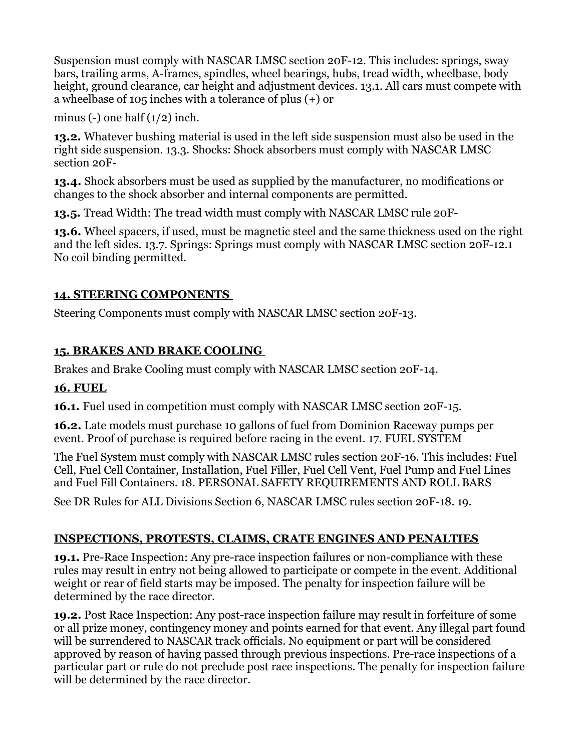Suspension must comply with NASCAR LMSC section 20F-12. This includes: springs, sway bars, trailing arms, A-frames, spindles, wheel bearings, hubs, tread width, wheelbase, body height, ground clearance, car height and adjustment devices. 13.1. All cars must compete with a wheelbase of 105 inches with a tolerance of plus (+) or

minus (-) one half (1/2) inch.

**13.2.** Whatever bushing material is used in the left side suspension must also be used in the right side suspension. 13.3. Shocks: Shock absorbers must comply with NASCAR LMSC section 20F-

**13.4.** Shock absorbers must be used as supplied by the manufacturer, no modifications or changes to the shock absorber and internal components are permitted.

**13.5.** Tread Width: The tread width must comply with NASCAR LMSC rule 20F-

**13.6.** Wheel spacers, if used, must be magnetic steel and the same thickness used on the right and the left sides. 13.7. Springs: Springs must comply with NASCAR LMSC section 20F-12.1 No coil binding permitted.

## 14. STEERING COMPONENTS

Steering Components must comply with NASCAR LMSC section 20F-13.

## 15. BRAKES AND BRAKE COOLING

Brakes and Brake Cooling must comply with NASCAR LMSC section 20F-14.

## 16. FUEL

**16.1.** Fuel used in competition must comply with NASCAR LMSC section 20F-15.

**16.2.** Late models must purchase 10 gallons of fuel from Dominion Raceway pumps per event. Proof of purchase is required before racing in the event. 17. FUEL SYSTEM

The Fuel System must comply with NASCAR LMSC rules section 20F-16. This includes: Fuel Cell, Fuel Cell Container, Installation, Fuel Filler, Fuel Cell Vent, Fuel Pump and Fuel Lines and Fuel Fill Containers. 18. PERSONAL SAFETY REQUIREMENTS AND ROLL BARS

See DR Rules for ALL Divisions Section 6, NASCAR LMSC rules section 20F-18. 19.

## INSPECTIONS, PROTESTS, CLAIMS, CRATE ENGINES AND PENALTIES

**19.1.** Pre-Race Inspection: Any pre-race inspection failures or non-compliance with these rules may result in entry not being allowed to participate or compete in the event. Additional weight or rear of field starts may be imposed. The penalty for inspection failure will be determined by the race director.

**19.2.** Post Race Inspection: Any post-race inspection failure may result in forfeiture of some or all prize money, contingency money and points earned for that event. Any illegal part found will be surrendered to NASCAR track officials. No equipment or part will be considered approved by reason of having passed through previous inspections. Pre-race inspections of a particular part or rule do not preclude post race inspections. The penalty for inspection failure will be determined by the race director.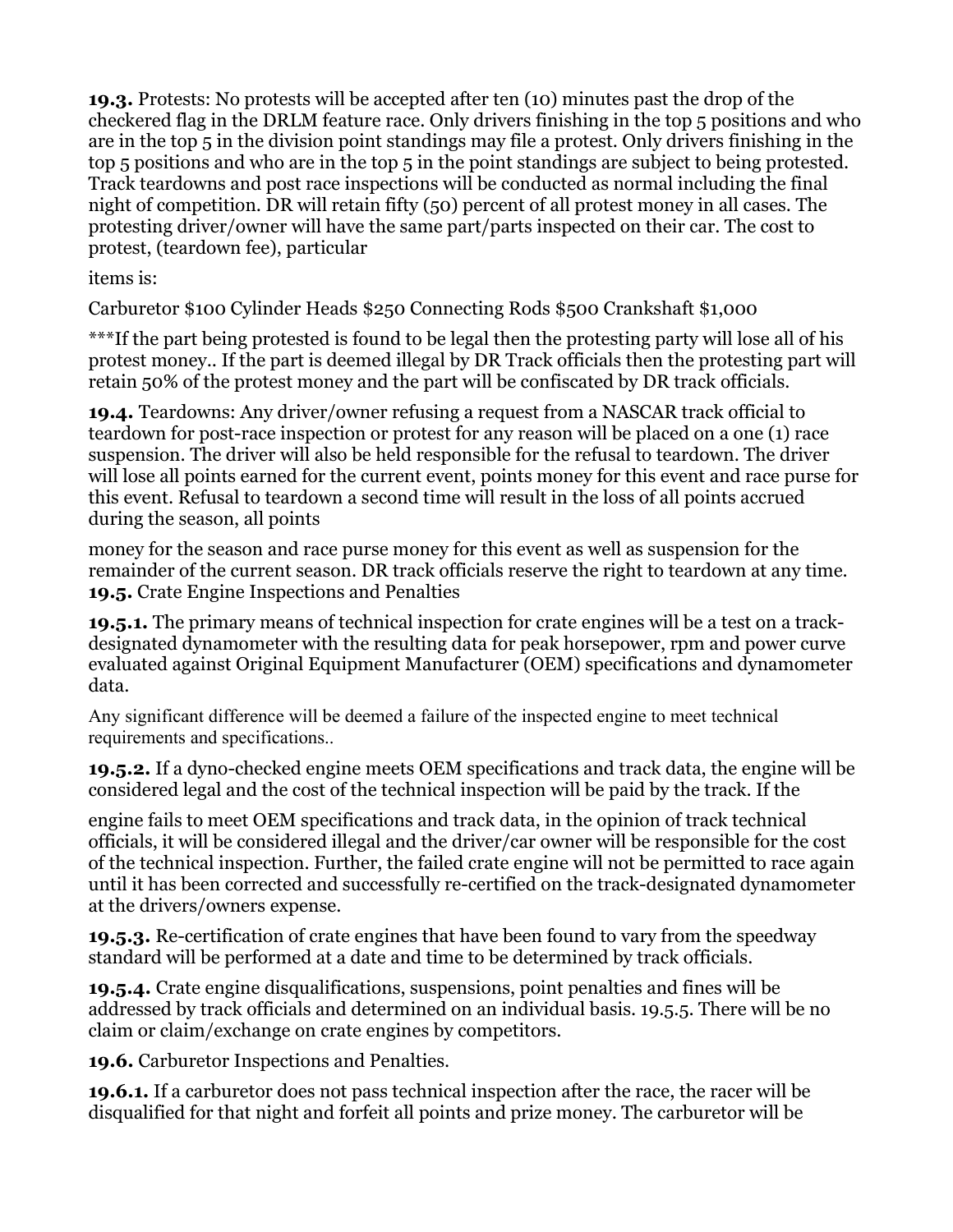**19.3.** Protests: No protests will be accepted after ten (10) minutes past the drop of the checkered flag in the DRLM feature race. Only drivers finishing in the top 5 positions and who are in the top 5 in the division point standings may file a protest. Only drivers finishing in the top 5 positions and who are in the top 5 in the point standings are subject to being protested. Track teardowns and post race inspections will be conducted as normal including the final night of competition. DR will retain fifty (50) percent of all protest money in all cases. The protesting driver/owner will have the same part/parts inspected on their car. The cost to protest, (teardown fee), particular

items is:

Carburetor $100 Cylinder Heads $250 Connecting Rods $500 Crankshaft $1,000

***If the part being protested is found to be legal then the protesting party will lose all of his protest money.. If the part is deemed illegal by DR Track officials then the protesting part will retain 50% of the protest money and the part will be confiscated by DR track officials.

**19.4.** Teardowns: Any driver/owner refusing a request from a NASCAR track official to teardown for post-race inspection or protest for any reason will be placed on a one (1) race suspension. The driver will also be held responsible for the refusal to teardown. The driver will lose all points earned for the current event, points money for this event and race purse for this event. Refusal to teardown a second time will result in the loss of all points accrued during the season, all points

money for the season and race purse money for this event as well as suspension for the remainder of the current season. DR track officials reserve the right to teardown at any time.

**19.5.** Crate Engine Inspections and Penalties

**19.5.1.** The primary means of technical inspection for crate engines will be a test on a track-designated dynamometer with the resulting data for peak horsepower, rpm and power curve evaluated against Original Equipment Manufacturer (OEM) specifications and dynamometer data.

Any significant difference will be deemed a failure of the inspected engine to meet technical requirements and specifications..

**19.5.2.** If a dyno-checked engine meets OEM specifications and track data, the engine will be considered legal and the cost of the technical inspection will be paid by the track. If the

engine fails to meet OEM specifications and track data, in the opinion of track technical officials, it will be considered illegal and the driver/car owner will be responsible for the cost of the technical inspection. Further, the failed crate engine will not be permitted to race again until it has been corrected and successfully re-certified on the track-designated dynamometer at the drivers/owners expense.

**19.5.3.** Re-certification of crate engines that have been found to vary from the speedway standard will be performed at a date and time to be determined by track officials.

**19.5.4.** Crate engine disqualifications, suspensions, point penalties and fines will be addressed by track officials and determined on an individual basis. 19.5.5. There will be no claim or claim/exchange on crate engines by competitors.

**19.6.** Carburetor Inspections and Penalties.

**19.6.1.** If a carburetor does not pass technical inspection after the race, the racer will be disqualified for that night and forfeit all points and prize money. The carburetor will be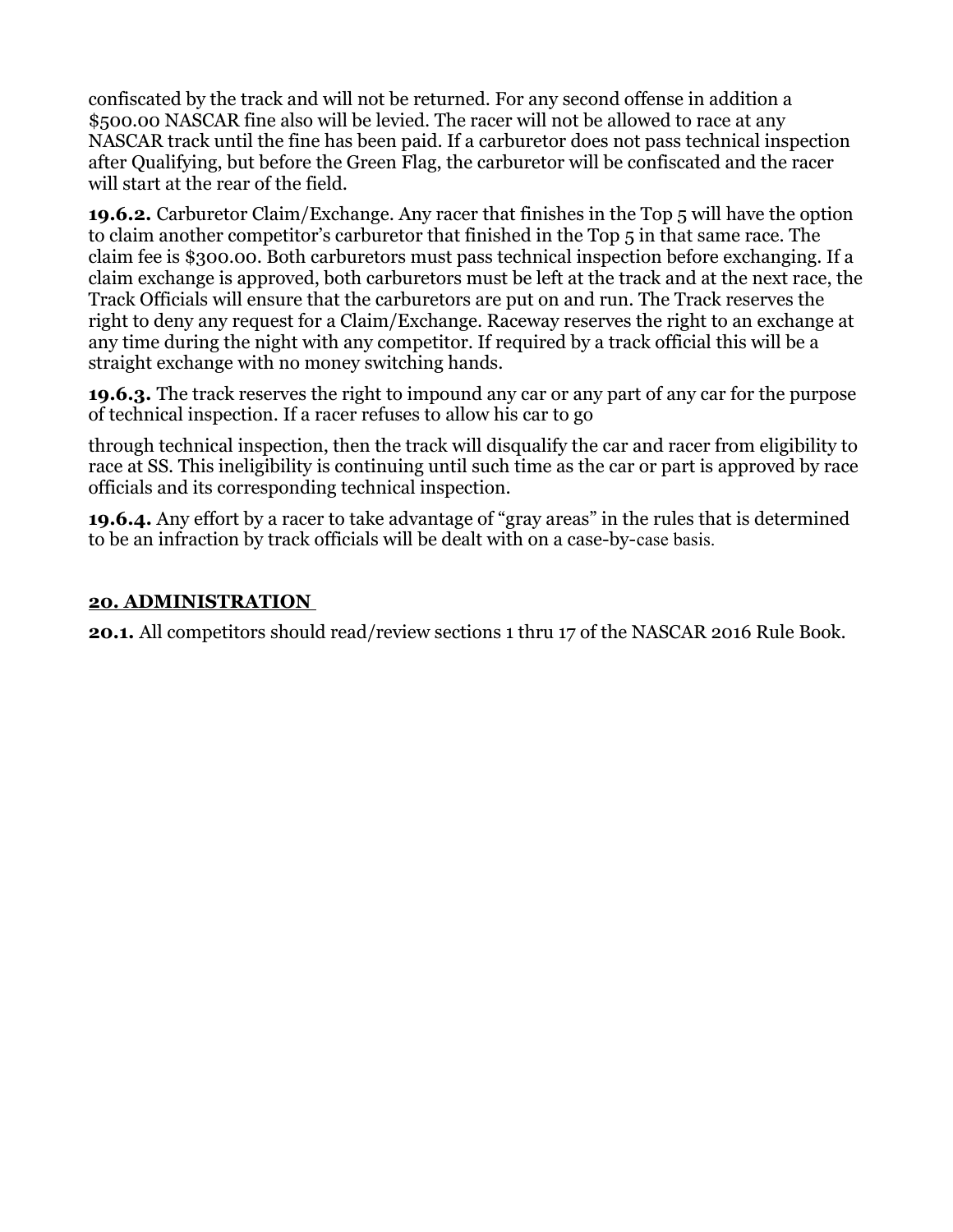confiscated by the track and will not be returned. For any second offense in addition a $500.00 NASCAR fine also will be levied. The racer will not be allowed to race at any NASCAR track until the fine has been paid. If a carburetor does not pass technical inspection after Qualifying, but before the Green Flag, the carburetor will be confiscated and the racer will start at the rear of the field.

**19.6.2.** Carburetor Claim/Exchange. Any racer that finishes in the Top 5 will have the option to claim another competitor's carburetor that finished in the Top 5 in that same race. The claim fee is $300.00. Both carburetors must pass technical inspection before exchanging. If a claim exchange is approved, both carburetors must be left at the track and at the next race, the Track Officials will ensure that the carburetors are put on and run. The Track reserves the right to deny any request for a Claim/Exchange. Raceway reserves the right to an exchange at any time during the night with any competitor. If required by a track official this will be a straight exchange with no money switching hands.

**19.6.3.** The track reserves the right to impound any car or any part of any car for the purpose of technical inspection. If a racer refuses to allow his car to go

through technical inspection, then the track will disqualify the car and racer from eligibility to race at SS. This ineligibility is continuing until such time as the car or part is approved by race officials and its corresponding technical inspection.

**19.6.4.** Any effort by a racer to take advantage of "gray areas" in the rules that is determined to be an infraction by track officials will be dealt with on a case-by-case basis.

## 20. ADMINISTRATION

**20.1.** All competitors should read/review sections 1 thru 17 of the NASCAR 2016 Rule Book.